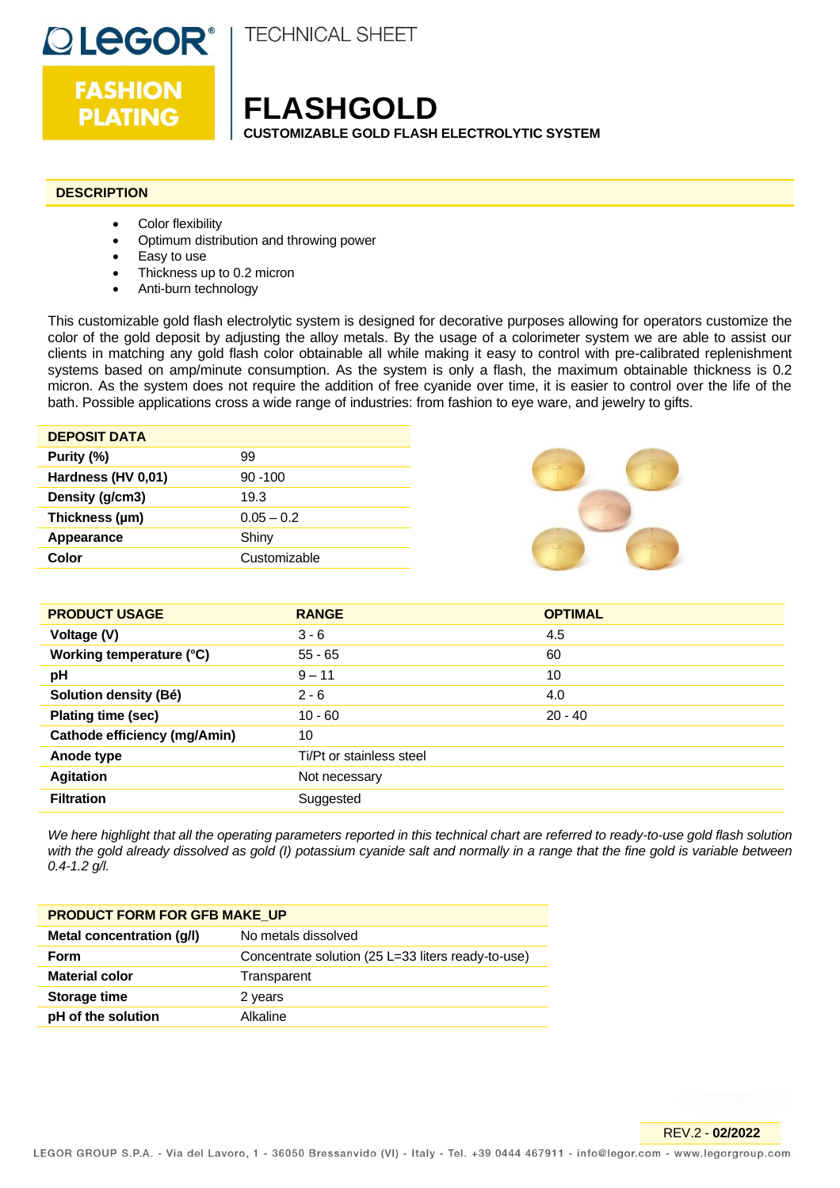LEGOR® FASHION PLATING

TECHNICAL SHEET

# FLASHGOLD

**CUSTOMIZABLE GOLD FLASH ELECTROLYTIC SYSTEM**

## DESCRIPTION

- Color flexibility
- Optimum distribution and throwing power
- Easy to use
- Thickness up to 0.2 micron
- Anti-burn technology

This customizable gold flash electrolytic system is designed for decorative purposes allowing for operators customize the color of the gold deposit by adjusting the alloy metals. By the usage of a colorimeter system we are able to assist our clients in matching any gold flash color obtainable all while making it easy to control with pre-calibrated replenishment systems based on amp/minute consumption. As the system is only a flash, the maximum obtainable thickness is 0.2 micron. As the system does not require the addition of free cyanide over time, it is easier to control over the life of the bath. Possible applications cross a wide range of industries: from fashion to eye ware, and jewelry to gifts.

| DEPOSIT DATA | |
|---|---|
| **Purity (%)** | 99 |
| **Hardness (HV 0,01)** | 90 -100 |
| **Density (g/cm3)** | 19.3 |
| **Thickness (µm)** | 0.05 – 0.2 |
| **Appearance** | Shiny |
| **Color** | Customizable |

| PRODUCT USAGE | RANGE | OPTIMAL |
|---|---|---|
| **Voltage (V)** | 3 - 6 | 4.5 |
| **Working temperature (°C)** | 55 - 65 | 60 |
| **pH** | 9 – 11 | 10 |
| **Solution density (Bé)** | 2 - 6 | 4.0 |
| **Plating time (sec)** | 10 - 60 | 20 - 40 |
| **Cathode efficiency (mg/Amin)** | 10 | |
| **Anode type** | Ti/Pt or stainless steel | |
| **Agitation** | Not necessary | |
| **Filtration** | Suggested | |

*We here highlight that all the operating parameters reported in this technical chart are referred to ready-to-use gold flash solution with the gold already dissolved as gold (I) potassium cyanide salt and normally in a range that the fine gold is variable between 0.4-1.2 g/l.*

| PRODUCT FORM FOR GFB MAKE_UP | |
|---|---|
| **Metal concentration (g/l)** | No metals dissolved |
| **Form** | Concentrate solution (25 L=33 liters ready-to-use) |
| **Material color** | Transparent |
| **Storage time** | 2 years |
| **pH of the solution** | Alkaline |

REV.2 - **02/2022**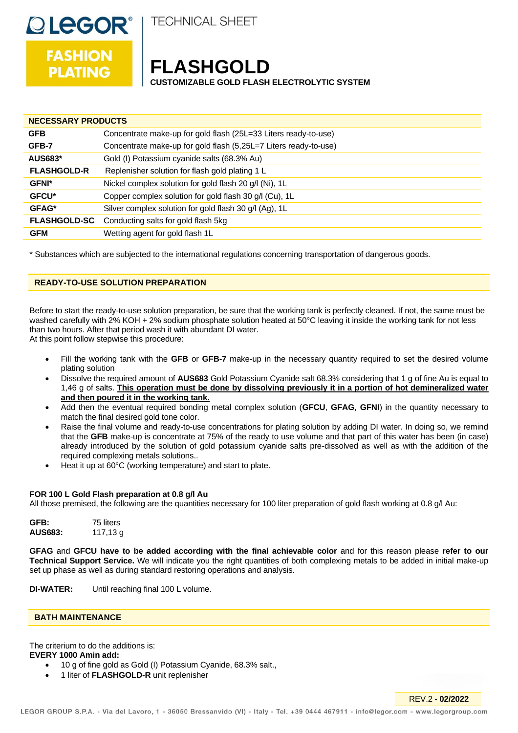LEGOR® FASHION PLATING | TECHNICAL SHEET

# FLASHGOLD

**CUSTOMIZABLE GOLD FLASH ELECTROLYTIC SYSTEM**

| NECESSARY PRODUCTS | |
|---|---|
| **GFB** | Concentrate make-up for gold flash (25L=33 Liters ready-to-use) |
| **GFB-7** | Concentrate make-up for gold flash (5,25L=7 Liters ready-to-use) |
| **AUS683*** | Gold (I) Potassium cyanide salts (68.3% Au) |
| **FLASHGOLD-R** | Replenisher solution for flash gold plating 1 L |
| **GFNI*** | Nickel complex solution for gold flash 20 g/l (Ni), 1L |
| **GFCU*** | Copper complex solution for gold flash 30 g/l (Cu), 1L |
| **GFAG*** | Silver complex solution for gold flash 30 g/l (Ag), 1L |
| **FLASHGOLD-SC** | Conducting salts for gold flash 5kg |
| **GFM** | Wetting agent for gold flash 1L |

* Substances which are subjected to the international regulations concerning transportation of dangerous goods.

## READY-TO-USE SOLUTION PREPARATION

Before to start the ready-to-use solution preparation, be sure that the working tank is perfectly cleaned. If not, the same must be washed carefully with 2% KOH + 2% sodium phosphate solution heated at 50°C leaving it inside the working tank for not less than two hours. After that period wash it with abundant DI water.
At this point follow stepwise this procedure:

- Fill the working tank with the **GFB** or **GFB-7** make-up in the necessary quantity required to set the desired volume plating solution
- Dissolve the required amount of **AUS683** Gold Potassium Cyanide salt 68.3% considering that 1 g of fine Au is equal to 1,46 g of salts. **<u>This operation must be done by dissolving previously it in a portion of hot demineralized water and then poured it in the working tank.</u>**
- Add then the eventual required bonding metal complex solution (**GFCU**, **GFAG**, **GFNI**) in the quantity necessary to match the final desired gold tone color.
- Raise the final volume and ready-to-use concentrations for plating solution by adding DI water. In doing so, we remind that the **GFB** make-up is concentrate at 75% of the ready to use volume and that part of this water has been (in case) already introduced by the solution of gold potassium cyanide salts pre-dissolved as well as with the addition of the required complexing metals solutions..
- Heat it up at 60°C (working temperature) and start to plate.

**FOR 100 L Gold Flash preparation at 0.8 g/l Au**
All those premised, the following are the quantities necessary for 100 liter preparation of gold flash working at 0.8 g/l Au:

**GFB:** 75 liters
**AUS683:** 117,13 g

**GFAG** and **GFCU have to be added according with the final achievable color** and for this reason please **refer to our Technical Support Service.** We will indicate you the right quantities of both complexing metals to be added in initial make-up set up phase as well as during standard restoring operations and analysis.

**DI-WATER:** Until reaching final 100 L volume.

## BATH MAINTENANCE

The criterium to do the additions is:
**EVERY 1000 Amin add:**

- 10 g of fine gold as Gold (I) Potassium Cyanide, 68.3% salt.,
- 1 liter of **FLASHGOLD-R** unit replenisher

REV.2 - **02/2022**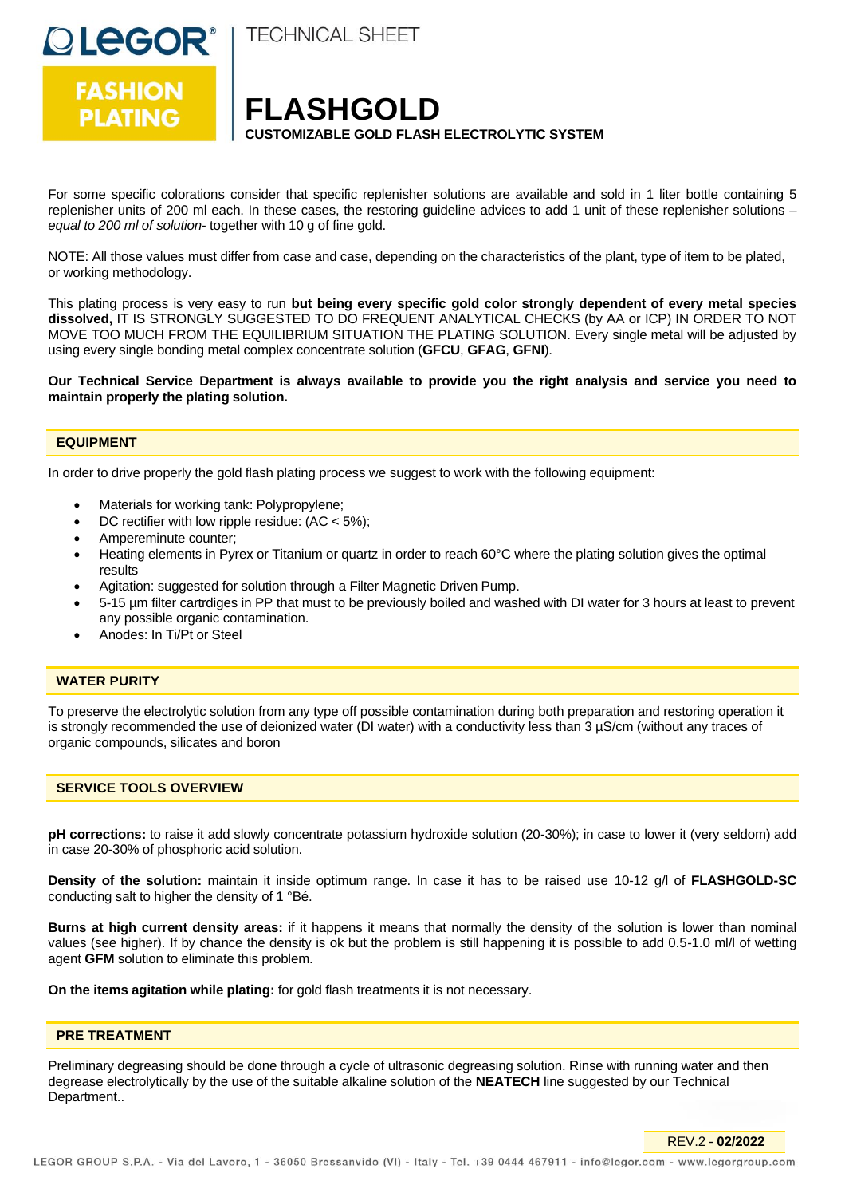For some specific colorations consider that specific replenisher solutions are available and sold in 1 liter bottle containing 5 replenisher units of 200 ml each. In these cases, the restoring guideline advices to add 1 unit of these replenisher solutions – *equal to 200 ml of solution*- together with 10 g of fine gold.

NOTE: All those values must differ from case and case, depending on the characteristics of the plant, type of item to be plated, or working methodology.

This plating process is very easy to run **but being every specific gold color strongly dependent of every metal species dissolved,** IT IS STRONGLY SUGGESTED TO DO FREQUENT ANALYTICAL CHECKS (by AA or ICP) IN ORDER TO NOT MOVE TOO MUCH FROM THE EQUILIBRIUM SITUATION THE PLATING SOLUTION. Every single metal will be adjusted by using every single bonding metal complex concentrate solution (**GFCU**, **GFAG**, **GFNI**).

**Our Technical Service Department is always available to provide you the right analysis and service you need to maintain properly the plating solution.**

## EQUIPMENT

In order to drive properly the gold flash plating process we suggest to work with the following equipment:

- Materials for working tank: Polypropylene;
- DC rectifier with low ripple residue: (AC < 5%);
- Ampereminute counter;
- Heating elements in Pyrex or Titanium or quartz in order to reach 60°C where the plating solution gives the optimal results
- Agitation: suggested for solution through a Filter Magnetic Driven Pump.
- 5-15 µm filter cartrdiges in PP that must to be previously boiled and washed with DI water for 3 hours at least to prevent any possible organic contamination.
- Anodes: In Ti/Pt or Steel

## WATER PURITY

To preserve the electrolytic solution from any type off possible contamination during both preparation and restoring operation it is strongly recommended the use of deionized water (DI water) with a conductivity less than 3 µS/cm (without any traces of organic compounds, silicates and boron

## SERVICE TOOLS OVERVIEW

**pH corrections:** to raise it add slowly concentrate potassium hydroxide solution (20-30%); in case to lower it (very seldom) add in case 20-30% of phosphoric acid solution.

**Density of the solution:** maintain it inside optimum range. In case it has to be raised use 10-12 g/l of **FLASHGOLD-SC** conducting salt to higher the density of 1 °Bé.

**Burns at high current density areas:** if it happens it means that normally the density of the solution is lower than nominal values (see higher). If by chance the density is ok but the problem is still happening it is possible to add 0.5-1.0 ml/l of wetting agent **GFM** solution to eliminate this problem.

**On the items agitation while plating:** for gold flash treatments it is not necessary.

## PRE TREATMENT

Preliminary degreasing should be done through a cycle of ultrasonic degreasing solution. Rinse with running water and then degrease electrolytically by the use of the suitable alkaline solution of the **NEATECH** line suggested by our Technical Department..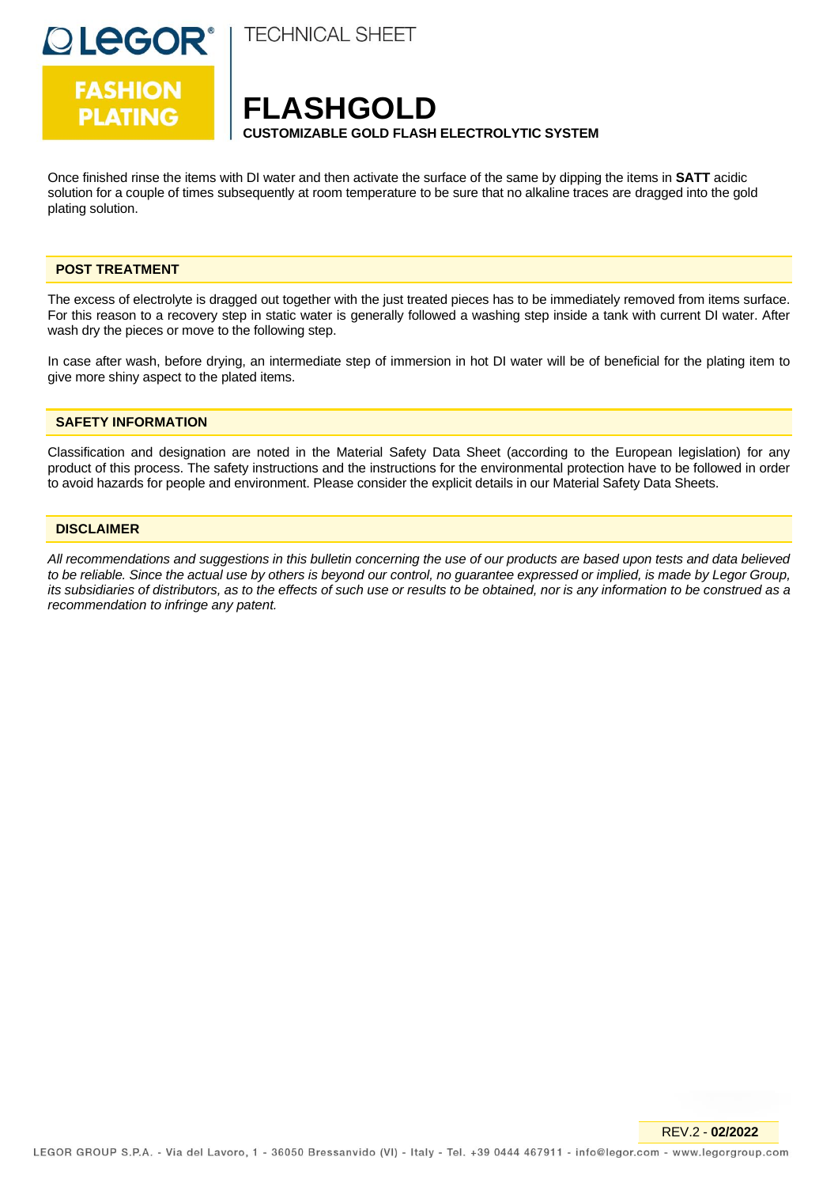Once finished rinse the items with DI water and then activate the surface of the same by dipping the items in **SATT** acidic solution for a couple of times subsequently at room temperature to be sure that no alkaline traces are dragged into the gold plating solution.

## POST TREATMENT

The excess of electrolyte is dragged out together with the just treated pieces has to be immediately removed from items surface. For this reason to a recovery step in static water is generally followed a washing step inside a tank with current DI water. After wash dry the pieces or move to the following step.

In case after wash, before drying, an intermediate step of immersion in hot DI water will be of beneficial for the plating item to give more shiny aspect to the plated items.

## SAFETY INFORMATION

Classification and designation are noted in the Material Safety Data Sheet (according to the European legislation) for any product of this process. The safety instructions and the instructions for the environmental protection have to be followed in order to avoid hazards for people and environment. Please consider the explicit details in our Material Safety Data Sheets.

## DISCLAIMER

*All recommendations and suggestions in this bulletin concerning the use of our products are based upon tests and data believed to be reliable. Since the actual use by others is beyond our control, no guarantee expressed or implied, is made by Legor Group, its subsidiaries of distributors, as to the effects of such use or results to be obtained, nor is any information to be construed as a recommendation to infringe any patent.*

REV.2 - **02/2022**